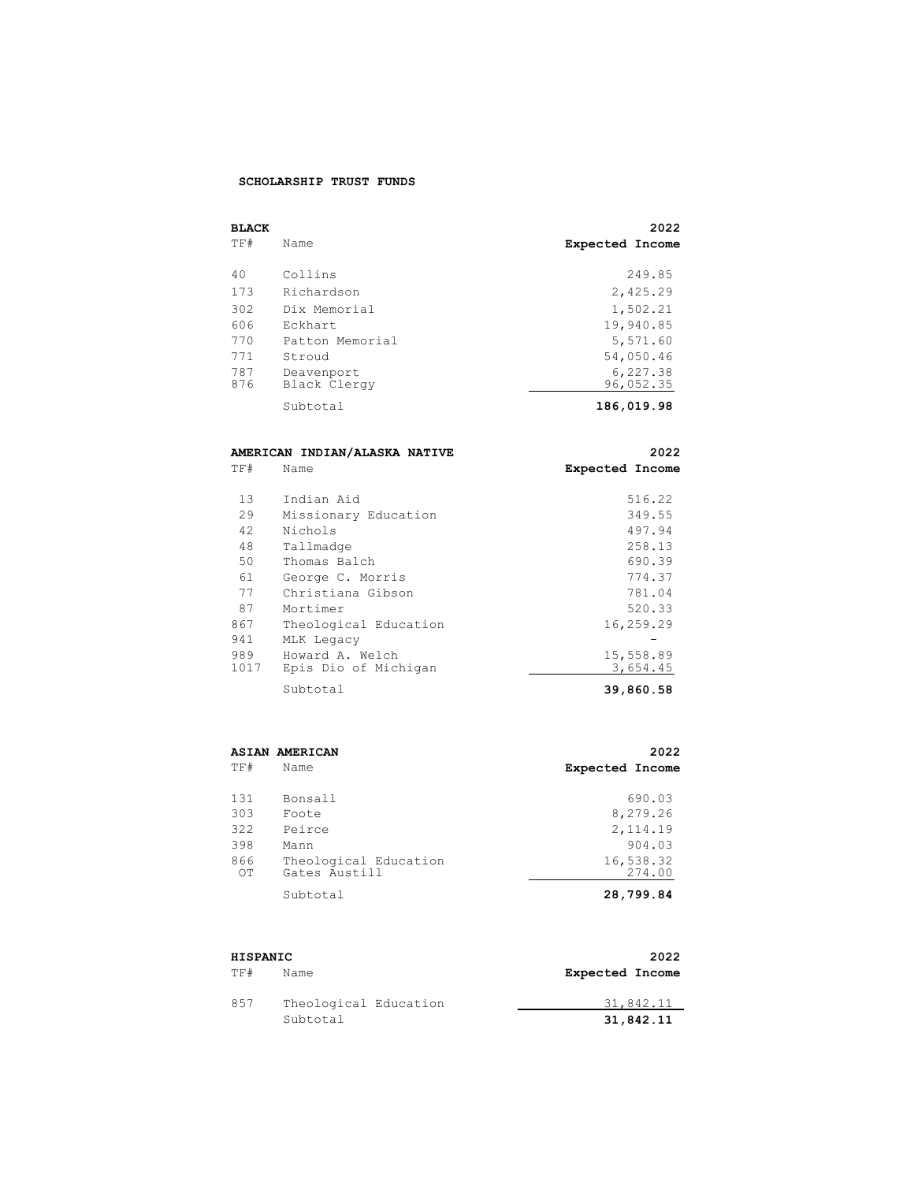## SCHOLARSHIP TRUST FUNDS

### BLACK

| TF# | Name | 2022 Expected Income |
|---|---|---|
| 40 | Collins | 249.85 |
| 173 | Richardson | 2,425.29 |
| 302 | Dix Memorial | 1,502.21 |
| 606 | Eckhart | 19,940.85 |
| 770 | Patton Memorial | 5,571.60 |
| 771 | Stroud | 54,050.46 |
| 787 | Deavenport | 6,227.38 |
| 876 | Black Clergy | 96,052.35 |
| | Subtotal | **186,019.98** |

### AMERICAN INDIAN/ALASKA NATIVE

| TF# | Name | 2022 Expected Income |
|---|---|---|
| 13 | Indian Aid | 516.22 |
| 29 | Missionary Education | 349.55 |
| 42 | Nichols | 497.94 |
| 48 | Tallmadge | 258.13 |
| 50 | Thomas Balch | 690.39 |
| 61 | George C. Morris | 774.37 |
| 77 | Christiana Gibson | 781.04 |
| 87 | Mortimer | 520.33 |
| 867 | Theological Education | 16,259.29 |
| 941 | MLK Legacy | - |
| 989 | Howard A. Welch | 15,558.89 |
| 1017 | Epis Dio of Michigan | 3,654.45 |
| | Subtotal | **39,860.58** |

### ASIAN AMERICAN

| TF# | Name | 2022 Expected Income |
|---|---|---|
| 131 | Bonsall | 690.03 |
| 303 | Foote | 8,279.26 |
| 322 | Peirce | 2,114.19 |
| 398 | Mann | 904.03 |
| 866 | Theological Education | 16,538.32 |
| OT | Gates Austill | 274.00 |
| | Subtotal | **28,799.84** |

### HISPANIC

| TF# | Name | 2022 Expected Income |
|---|---|---|
| 857 | Theological Education | 31,842.11 |
| | Subtotal | **31,842.11** |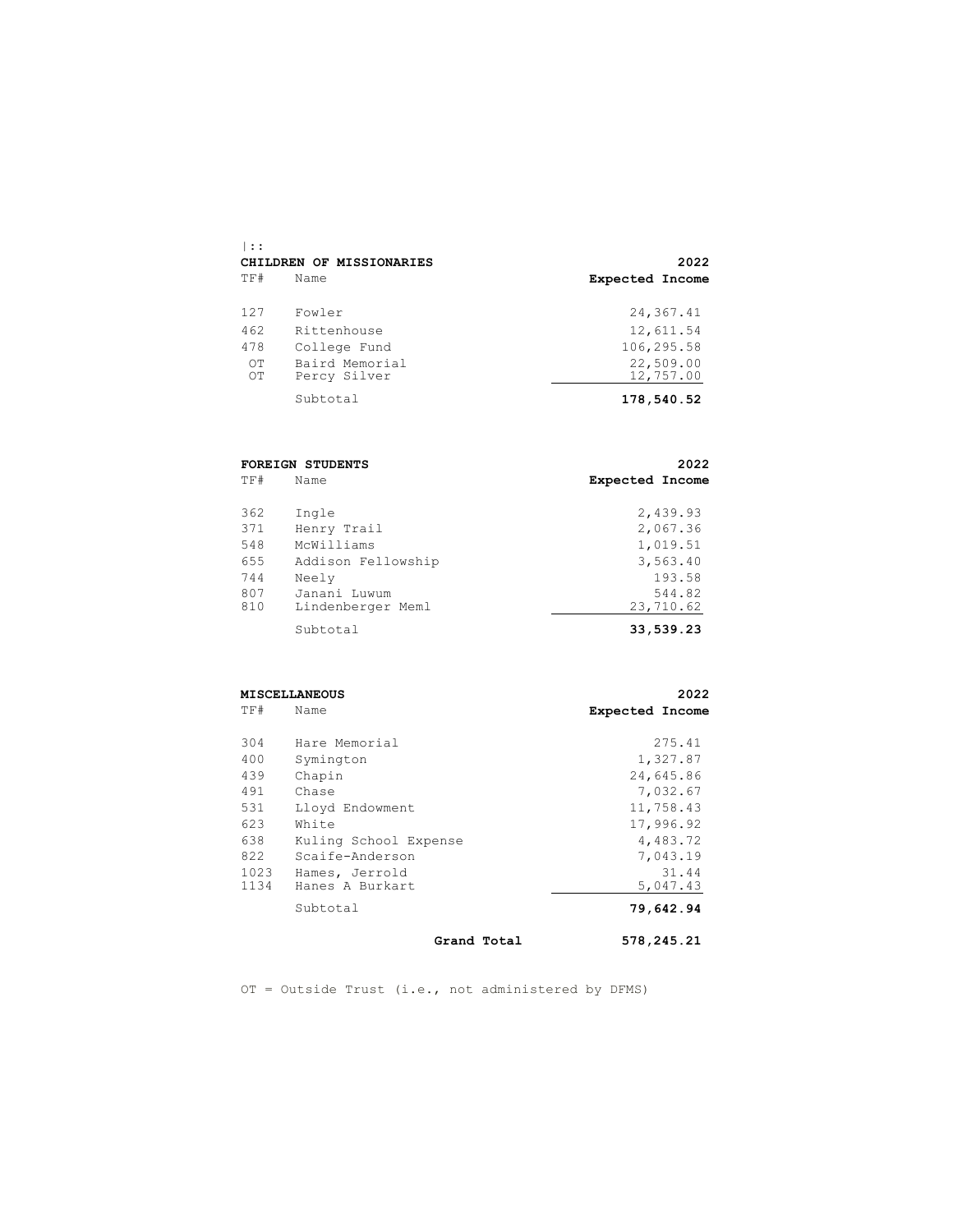|::

| CHILDREN OF MISSIONARIES | | 2022 |
| --- | --- | --- |
| TF# | Name | Expected Income |
| 127 | Fowler | 24,367.41 |
| 462 | Rittenhouse | 12,611.54 |
| 478 | College Fund | 106,295.58 |
| OT | Baird Memorial | 22,509.00 |
| OT | Percy Silver | 12,757.00 |
| | Subtotal | **178,540.52** |

| FOREIGN STUDENTS | | 2022 |
| --- | --- | --- |
| TF# | Name | Expected Income |
| 362 | Ingle | 2,439.93 |
| 371 | Henry Trail | 2,067.36 |
| 548 | McWilliams | 1,019.51 |
| 655 | Addison Fellowship | 3,563.40 |
| 744 | Neely | 193.58 |
| 807 | Janani Luwum | 544.82 |
| 810 | Lindenberger Meml | 23,710.62 |
| | Subtotal | **33,539.23** |

| MISCELLANEOUS | | 2022 |
| --- | --- | --- |
| TF# | Name | Expected Income |
| 304 | Hare Memorial | 275.41 |
| 400 | Symington | 1,327.87 |
| 439 | Chapin | 24,645.86 |
| 491 | Chase | 7,032.67 |
| 531 | Lloyd Endowment | 11,758.43 |
| 623 | White | 17,996.92 |
| 638 | Kuling School Expense | 4,483.72 |
| 822 | Scaife-Anderson | 7,043.19 |
| 1023 | Hames, Jerrold | 31.44 |
| 1134 | Hanes A Burkart | 5,047.43 |
| | Subtotal | **79,642.94** |
| | **Grand Total** | **578,245.21** |

OT = Outside Trust (i.e., not administered by DFMS)